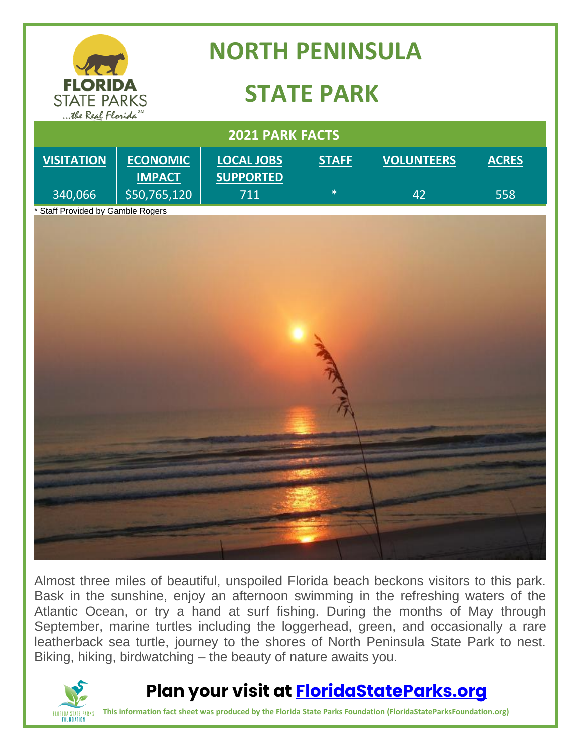# NORTH PENINSULA STATE PARK

## 2021 PARK FACTS

| VISITATION | ECONOMIC IMPACT | LOCAL JOBS SUPPORTED | STAFF | VOLUNTEERS | ACRES |
|---|---|---|---|---|---|
| 340,066 | $50,765,120 | 711 | * | 42 | 558 |

* Staff Provided by Gamble Rogers

Almost three miles of beautiful, unspoiled Florida beach beckons visitors to this park. Bask in the sunshine, enjoy an afternoon swimming in the refreshing waters of the Atlantic Ocean, or try a hand at surf fishing. During the months of May through September, marine turtles including the loggerhead, green, and occasionally a rare leatherback sea turtle, journey to the shores of North Peninsula State Park to nest. Biking, hiking, birdwatching – the beauty of nature awaits you.

**Plan your visit at [FloridaStateParks.org](https://FloridaStateParks.org)**

**This information fact sheet was produced by the Florida State Parks Foundation (FloridaStateParksFoundation.org)**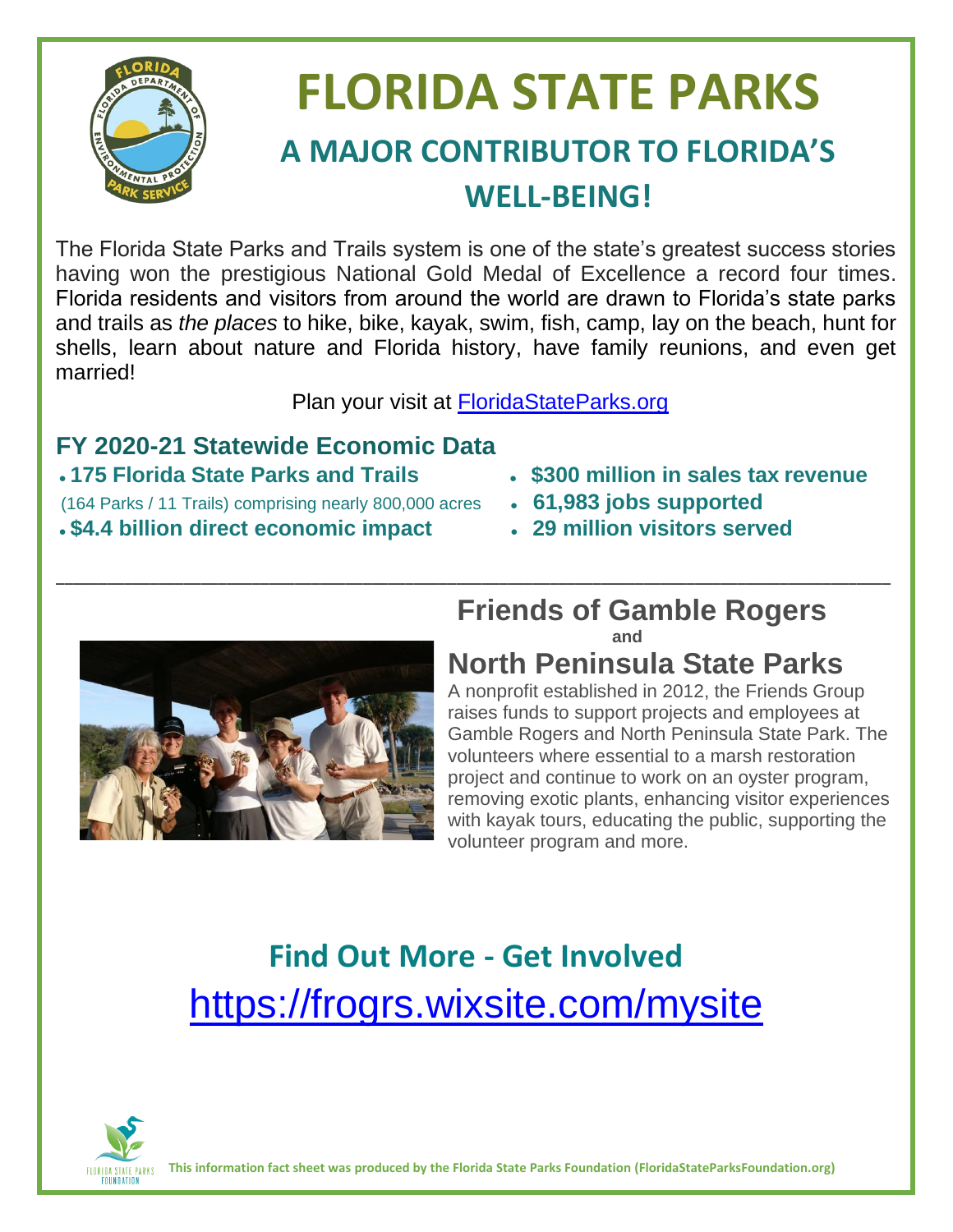# FLORIDA STATE PARKS

## A MAJOR CONTRIBUTOR TO FLORIDA'S WELL-BEING!

The Florida State Parks and Trails system is one of the state's greatest success stories having won the prestigious National Gold Medal of Excellence a record four times. Florida residents and visitors from around the world are drawn to Florida's state parks and trails as *the places* to hike, bike, kayak, swim, fish, camp, lay on the beach, hunt for shells, learn about nature and Florida history, have family reunions, and even get married!

Plan your visit at [FloridaStateParks.org](FloridaStateParks.org)

### FY 2020-21 Statewide Economic Data

- **175 Florida State Parks and Trails**
  (164 Parks / 11 Trails) comprising nearly 800,000 acres
- **$4.4 billion direct economic impact**
- **$300 million in sales tax revenue**
- **61,983 jobs supported**
- **29 million visitors served**

---

## Friends of Gamble Rogers

**and**

## North Peninsula State Parks

A nonprofit established in 2012, the Friends Group raises funds to support projects and employees at Gamble Rogers and North Peninsula State Park. The volunteers where essential to a marsh restoration project and continue to work on an oyster program, removing exotic plants, enhancing visitor experiences with kayak tours, educating the public, supporting the volunteer program and more.

## Find Out More - Get Involved

[https://frogrs.wixsite.com/mysite](https://frogrs.wixsite.com/mysite)

**This information fact sheet was produced by the Florida State Parks Foundation (FloridaStateParksFoundation.org)**